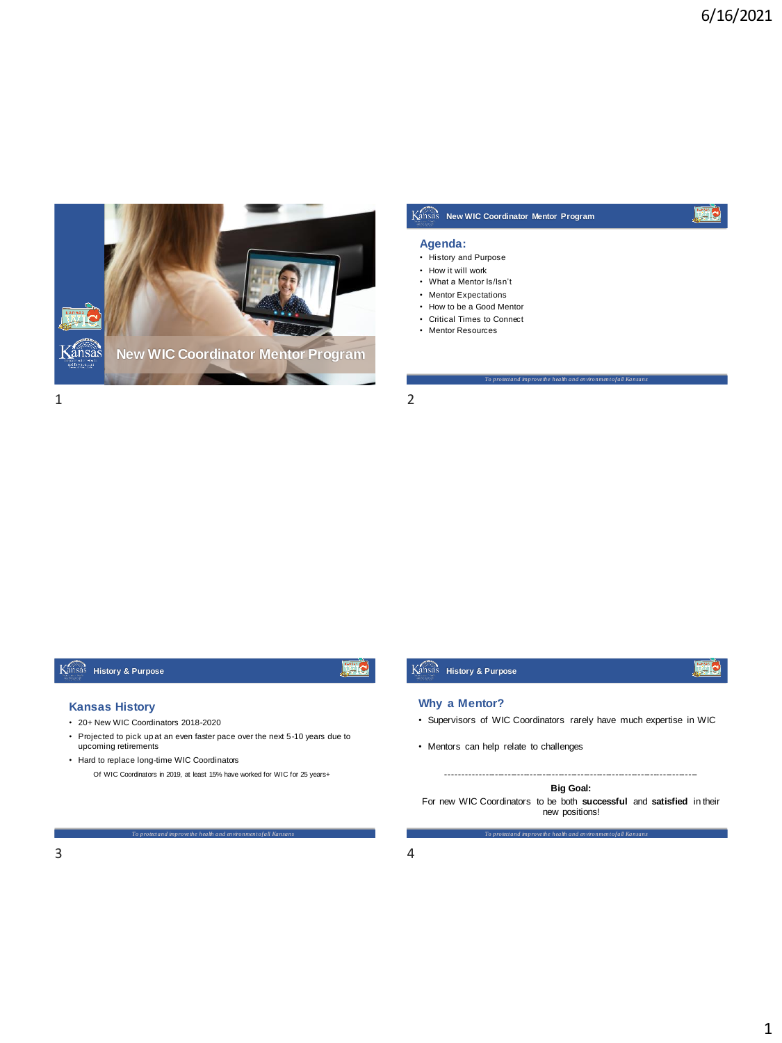# New WIC Coordinator Mentor Program

## New WIC Coordinator Mentor Program

### Agenda:

- History and Purpose
- How it will work
- What a Mentor Is/Isn't
- Mentor Expectations
- How to be a Good Mentor
- Critical Times to Connect
- Mentor Resources

*To protect and improve the health and environment of all Kansans*

## History & Purpose

### Kansas History

- 20+ New WIC Coordinators 2018-2020
- Projected to pick up at an even faster pace over the next 5-10 years due to upcoming retirements
- Hard to replace long-time WIC Coordinators

  Of WIC Coordinators in 2019, at least 15% have worked for WIC for 25 years+

*To protect and improve the health and environment of all Kansans*

## History & Purpose

### Why a Mentor?

- Supervisors of WIC Coordinators rarely have much expertise in WIC
- Mentors can help relate to challenges

---

**Big Goal:**

For new WIC Coordinators to be both **successful** and **satisfied** in their new positions!

*To protect and improve the health and environment of all Kansans*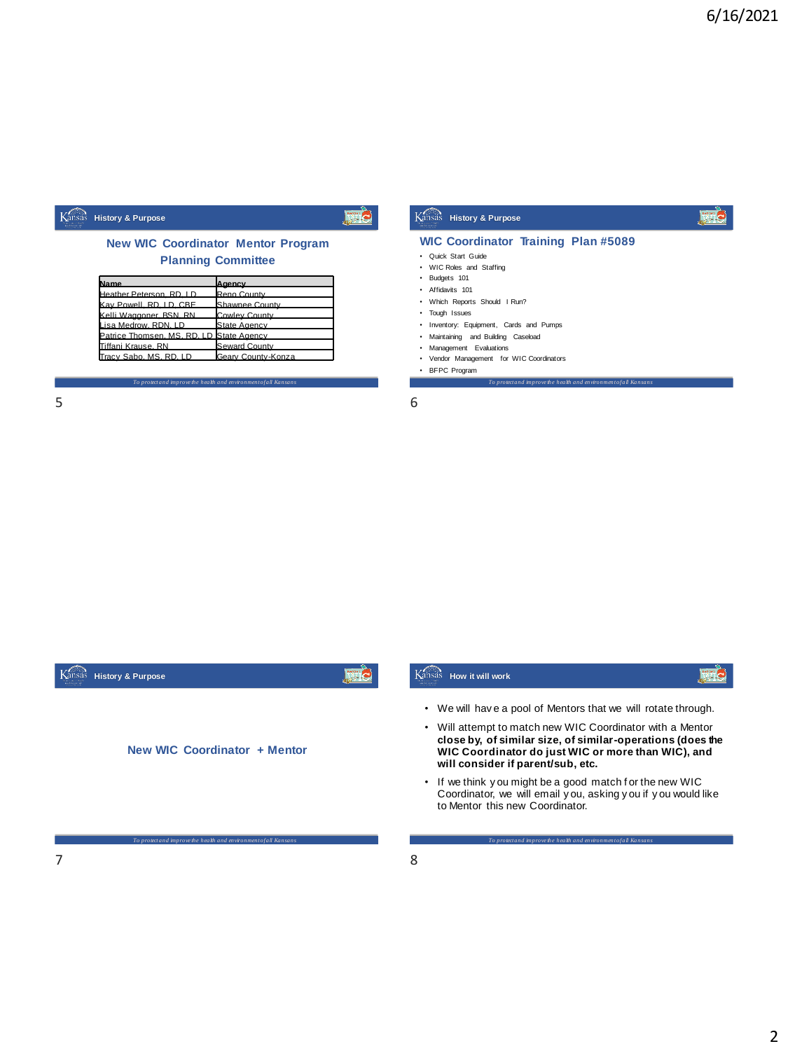## History & Purpose

### New WIC Coordinator Mentor Program Planning Committee

| Name | Agency |
|---|---|
| Heather Peterson, RD, LD | Reno County |
| Kay Powell, RD, LD, CBE | Shawnee County |
| Kelli Waggoner, BSN, RN | Cowley County |
| Lisa Medrow, RDN, LD | State Agency |
| Patrice Thomsen, MS, RD, LD | State Agency |
| Tiffani Krause, RN | Seward County |
| Tracy Sabo, MS, RD, LD | Geary County-Konza |

*To protect and improve the health and environment of all Kansans*

## History & Purpose

### WIC Coordinator Training Plan #5089

- Quick Start Guide
- WIC Roles and Staffing
- Budgets 101
- Affidavits 101
- Which Reports Should I Run?
- Tough Issues
- Inventory: Equipment, Cards and Pumps
- Maintaining and Building Caseload
- Management Evaluations
- Vendor Management for WIC Coordinators
- BFPC Program

*To protect and improve the health and environment of all Kansans*

## History & Purpose

### New WIC Coordinator + Mentor

*To protect and improve the health and environment of all Kansans*

## How it will work

- We will have a pool of Mentors that we will rotate through.
- Will attempt to match new WIC Coordinator with a Mentor **close by, of similar size, of similar-operations (does the WIC Coordinator do just WIC or more than WIC), and will consider if parent/sub, etc.**
- If we think you might be a good match for the new WIC Coordinator, we will email you, asking you if you would like to Mentor this new Coordinator.

*To protect and improve the health and environment of all Kansans*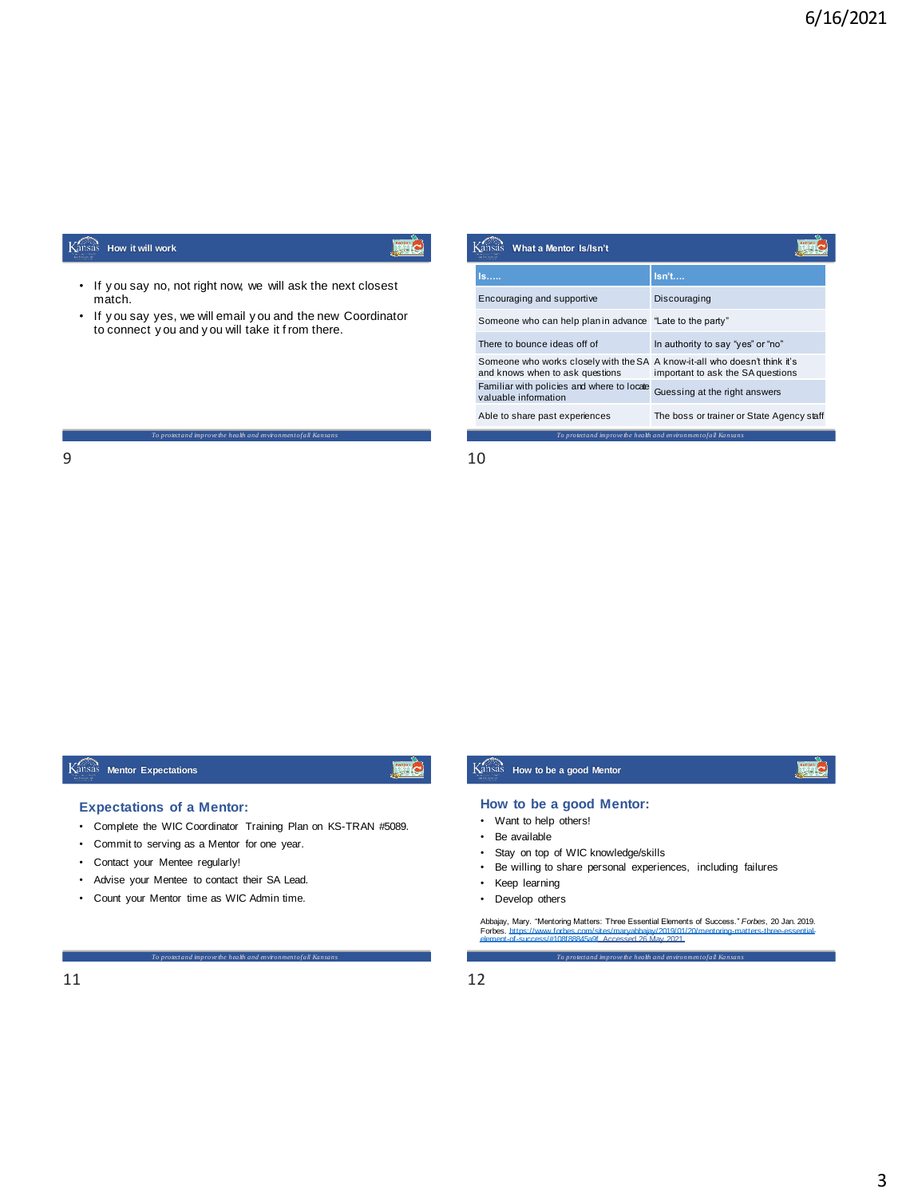## How it will work

- If you say no, not right now, we will ask the next closest match.
- If you say yes, we will email you and the new Coordinator to connect you and you will take it from there.

*To protect and improve the health and environment of all Kansans*

## What a Mentor Is/Isn't

| Is..... | Isn't.... |
|---|---|
| Encouraging and supportive | Discouraging |
| Someone who can help plan in advance | "Late to the party" |
| There to bounce ideas off of | In authority to say "yes" or "no" |
| Someone who works closely with the SA and knows when to ask questions | A know-it-all who doesn't think it's important to ask the SA questions |
| Familiar with policies and where to locate valuable information | Guessing at the right answers |
| Able to share past experiences | The boss or trainer or State Agency staff |

*To protect and improve the health and environment of all Kansans*

## Mentor Expectations

### Expectations of a Mentor:

- Complete the WIC Coordinator Training Plan on KS-TRAN #5089.
- Commit to serving as a Mentor for one year.
- Contact your Mentee regularly!
- Advise your Mentee to contact their SA Lead.
- Count your Mentor time as WIC Admin time.

*To protect and improve the health and environment of all Kansans*

## How to be a good Mentor

### How to be a good Mentor:

- Want to help others!
- Be available
- Stay on top of WIC knowledge/skills
- Be willing to share personal experiences, including failures
- Keep learning
- Develop others

Abbajay, Mary. "Mentoring Matters: Three Essential Elements of Success." *Forbes*, 20 Jan. 2019. Forbes. https://www.forbes.com/sites/maryabbajay/2019/01/20/mentoring-matters-three-essential-element-of-success/#108f88845a9f. Accessed 26 May 2021.

*To protect and improve the health and environment of all Kansans*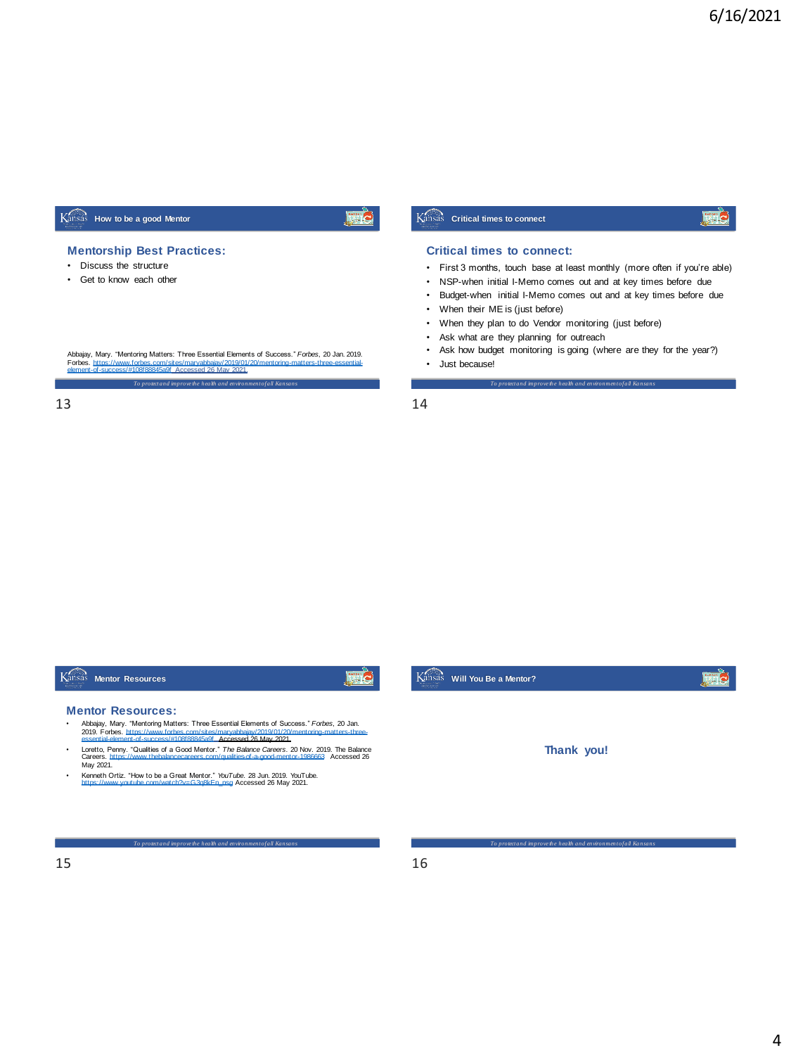## How to be a good Mentor

### Mentorship Best Practices:

- Discuss the structure
- Get to know each other

Abbajay, Mary. "Mentoring Matters: Three Essential Elements of Success." *Forbes*, 20 Jan. 2019. Forbes. https://www.forbes.com/sites/maryabbajay/2019/01/20/mentoring-matters-three-essential-element-of-success/#108f88845a9f. Accessed 26 May 2021.

To protect and improve the health and environment of all Kansans

## Critical times to connect

### Critical times to connect:

- First 3 months, touch base at least monthly (more often if you're able)
- NSP-when initial I-Memo comes out and at key times before due
- Budget-when initial I-Memo comes out and at key times before due
- When their ME is (just before)
- When they plan to do Vendor monitoring (just before)
- Ask what are they planning for outreach
- Ask how budget monitoring is going (where are they for the year?)
- Just because!

To protect and improve the health and environment of all Kansans

## Mentor Resources

### Mentor Resources:

- Abbajay, Mary. "Mentoring Matters: Three Essential Elements of Success." *Forbes*, 20 Jan. 2019. Forbes. https://www.forbes.com/sites/maryabbajay/2019/01/20/mentoring-matters-three-essential-element-of-success/#108f88845a9f. Accessed 26 May 2021.
- Loretto, Penny. "Qualities of a Good Mentor." *The Balance Careers*. 20 Nov. 2019. The Balance Careers. https://www.thebalancecareers.com/qualities-of-a-good-mentor-1986663. Accessed 26 May 2021.
- Kenneth Ortiz. "How to be a Great Mentor." *YouTube*. 28 Jun. 2019. YouTube. https://www.youtube.com/watch?v=G3q8kEn_psg Accessed 26 May 2021.

To protect and improve the health and environment of all Kansans

## Will You Be a Mentor?

**Thank you!**

To protect and improve the health and environment of all Kansans